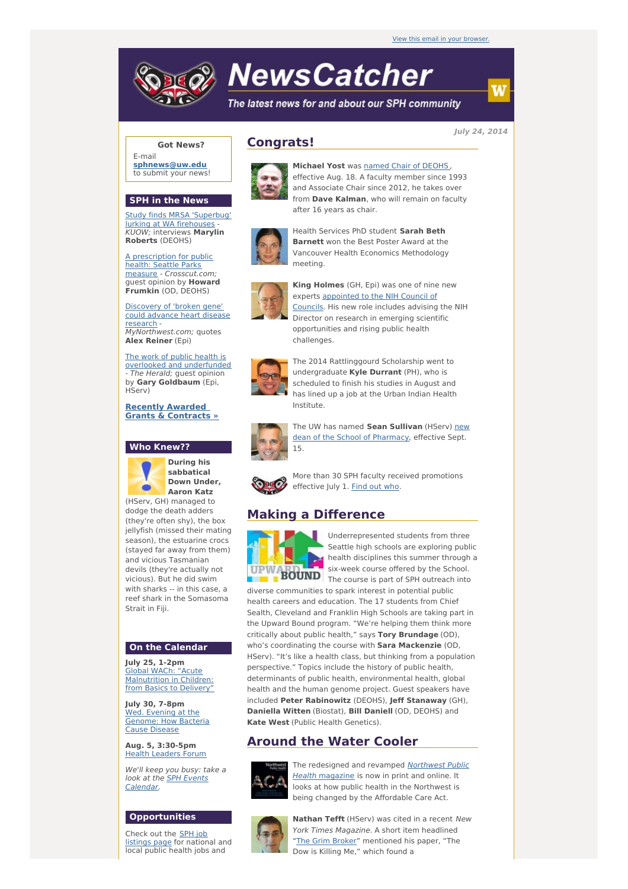View this email in your browser.

# NewsCatcher

*The latest news for and about our SPH community*

*July 24, 2014*

## Congrats!

**Michael Yost** was named Chair of DEOHS, effective Aug. 18. A faculty member since 1993 and Associate Chair since 2012, he takes over from **Dave Kalman**, who will remain on faculty after 16 years as chair.

Health Services PhD student **Sarah Beth Barnett** won the Best Poster Award at the Vancouver Health Economics Methodology meeting.

**King Holmes** (GH, Epi) was one of nine new experts appointed to the NIH Council of Councils. His new role includes advising the NIH Director on research in emerging scientific opportunities and rising public health challenges.

The 2014 Rattlinggourd Scholarship went to undergraduate **Kyle Durrant** (PH), who is scheduled to finish his studies in August and has lined up a job at the Urban Indian Health Institute.

The UW has named **Sean Sullivan** (HServ) new dean of the School of Pharmacy, effective Sept. 15.

More than 30 SPH faculty received promotions effective July 1. Find out who.

## Making a Difference

Underrepresented students from three Seattle high schools are exploring public health disciplines this summer through a six-week course offered by the School. The course is part of SPH outreach into diverse communities to spark interest in potential public health careers and education. The 17 students from Chief Sealth, Cleveland and Franklin High Schools are taking part in the Upward Bound program. "We're helping them think more critically about public health," says **Tory Brundage** (OD), who's coordinating the course with **Sara Mackenzie** (OD, HServ). "It's like a health class, but thinking from a population perspective." Topics include the history of public health, determinants of public health, environmental health, global health and the human genome project. Guest speakers have included **Peter Rabinowitz** (DEOHS), **Jeff Stanaway** (GH), **Daniella Witten** (Biostat), **Bill Daniell** (OD, DEOHS) and **Kate West** (Public Health Genetics).

## Around the Water Cooler

The redesigned and revamped *Northwest Public Health magazine* is now in print and online. It looks at how public health in the Northwest is being changed by the Affordable Care Act.

**Nathan Tefft** (HServ) was cited in a recent *New York Times Magazine*. A short item headlined "The Grim Broker" mentioned his paper, "The Dow is Killing Me," which found a

---

### Got News?

E-mail **sphnews@uw.edu** to submit your news!

### SPH in the News

Study finds MRSA 'Superbug' lurking at WA firehouses - *KUOW;* interviews **Marylin Roberts** (DEOHS)

A prescription for public health: Seattle Parks measure - *Crosscut.com;* guest opinion by **Howard Frumkin** (OD, DEOHS)

Discovery of 'broken gene' could advance heart disease research - *MyNorthwest.com;* quotes **Alex Reiner** (Epi)

The work of public health is overlooked and underfunded - *The Herald;* guest opinion by **Gary Goldbaum** (Epi, HServ)

**Recently Awarded Grants & Contracts »**

### Who Knew??

**During his sabbatical Down Under, Aaron Katz** (HServ, GH) managed to dodge the death adders (they're often shy), the box jellyfish (missed their mating season), the estuarine crocs (stayed far away from them) and vicious Tasmanian devils (they're actually not vicious). But he did swim with sharks -- in this case, a reef shark in the Somasoma Strait in Fiji.

### On the Calendar

**July 25, 1-2pm**
Global WACh: "Acute Malnutrition in Children: from Basics to Delivery"

**July 30, 7-8pm**
Wed. Evening at the Genome: How Bacteria Cause Disease

**Aug. 5, 3:30-5pm**
Health Leaders Forum

*We'll keep you busy: take a look at the SPH Events Calendar.*

### Opportunities

Check out the SPH job listings page for national and local public health jobs and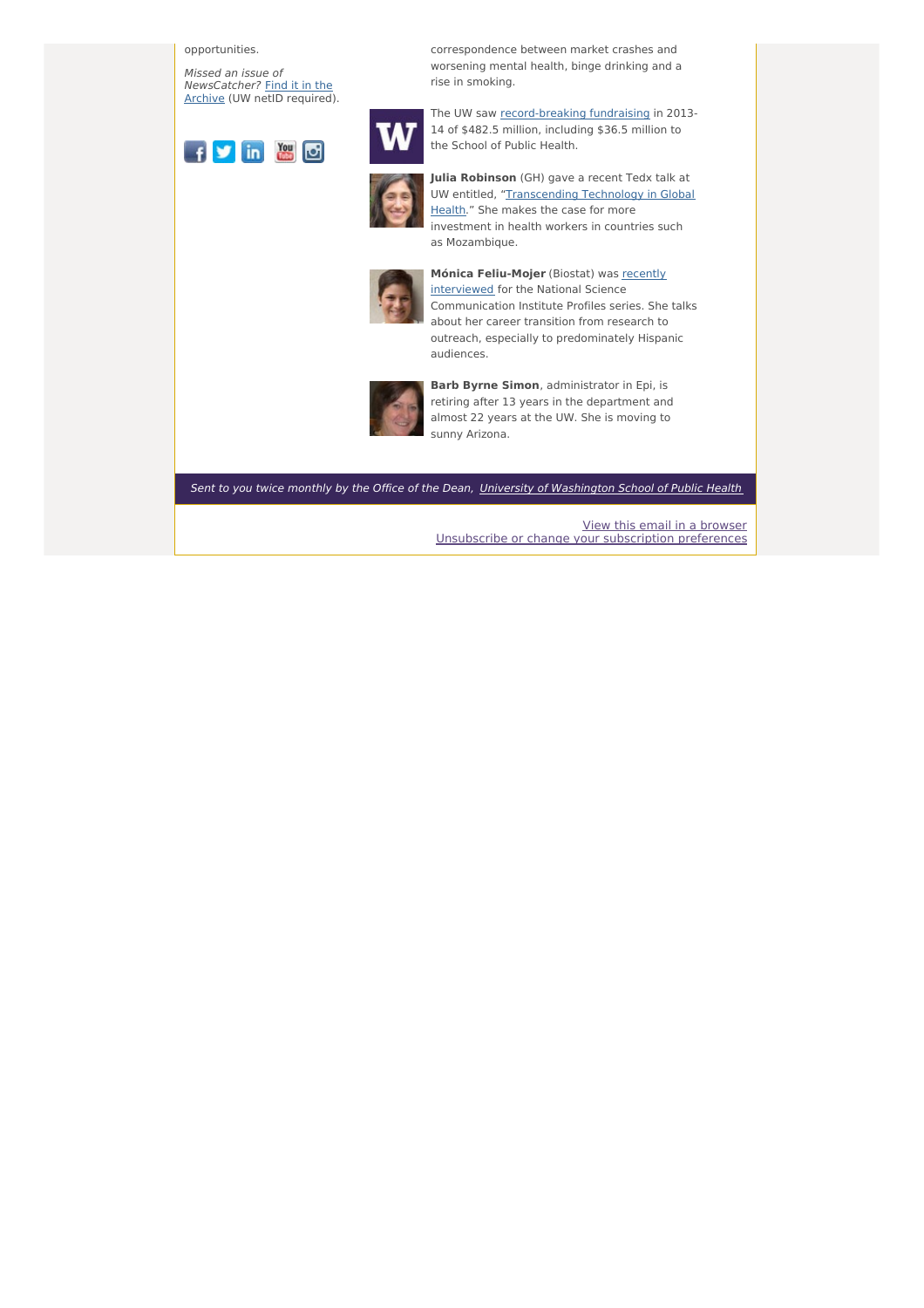opportunities.

*Missed an issue of NewsCatcher?* Find it in the Archive (UW netID required).

correspondence between market crashes and worsening mental health, binge drinking and a rise in smoking.

The UW saw record-breaking fundraising in 2013-14 of $482.5 million, including $36.5 million to the School of Public Health.

**Julia Robinson** (GH) gave a recent Tedx talk at UW entitled, "Transcending Technology in Global Health." She makes the case for more investment in health workers in countries such as Mozambique.

**Mónica Feliu-Mojer** (Biostat) was recently interviewed for the National Science Communication Institute Profiles series. She talks about her career transition from research to outreach, especially to predominately Hispanic audiences.

**Barb Byrne Simon**, administrator in Epi, is retiring after 13 years in the department and almost 22 years at the UW. She is moving to sunny Arizona.

*Sent to you twice monthly by the Office of the Dean, University of Washington School of Public Health*

View this email in a browser
Unsubscribe or change your subscription preferences